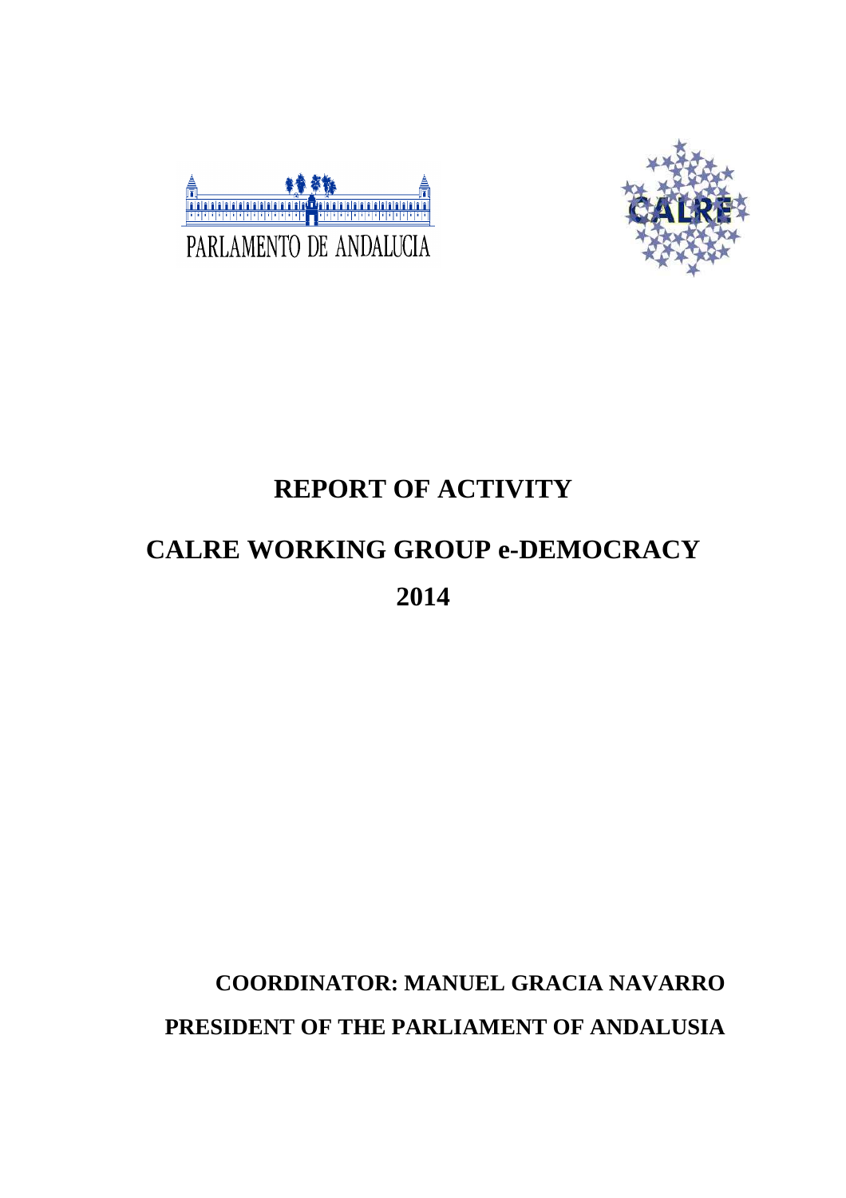PARLAMENTO DE ANDALUCIA

CALRE

# REPORT OF ACTIVITY

# CALRE WORKING GROUP e-DEMOCRACY

# 2014

**COORDINATOR: MANUEL GRACIA NAVARRO**

**PRESIDENT OF THE PARLIAMENT OF ANDALUSIA**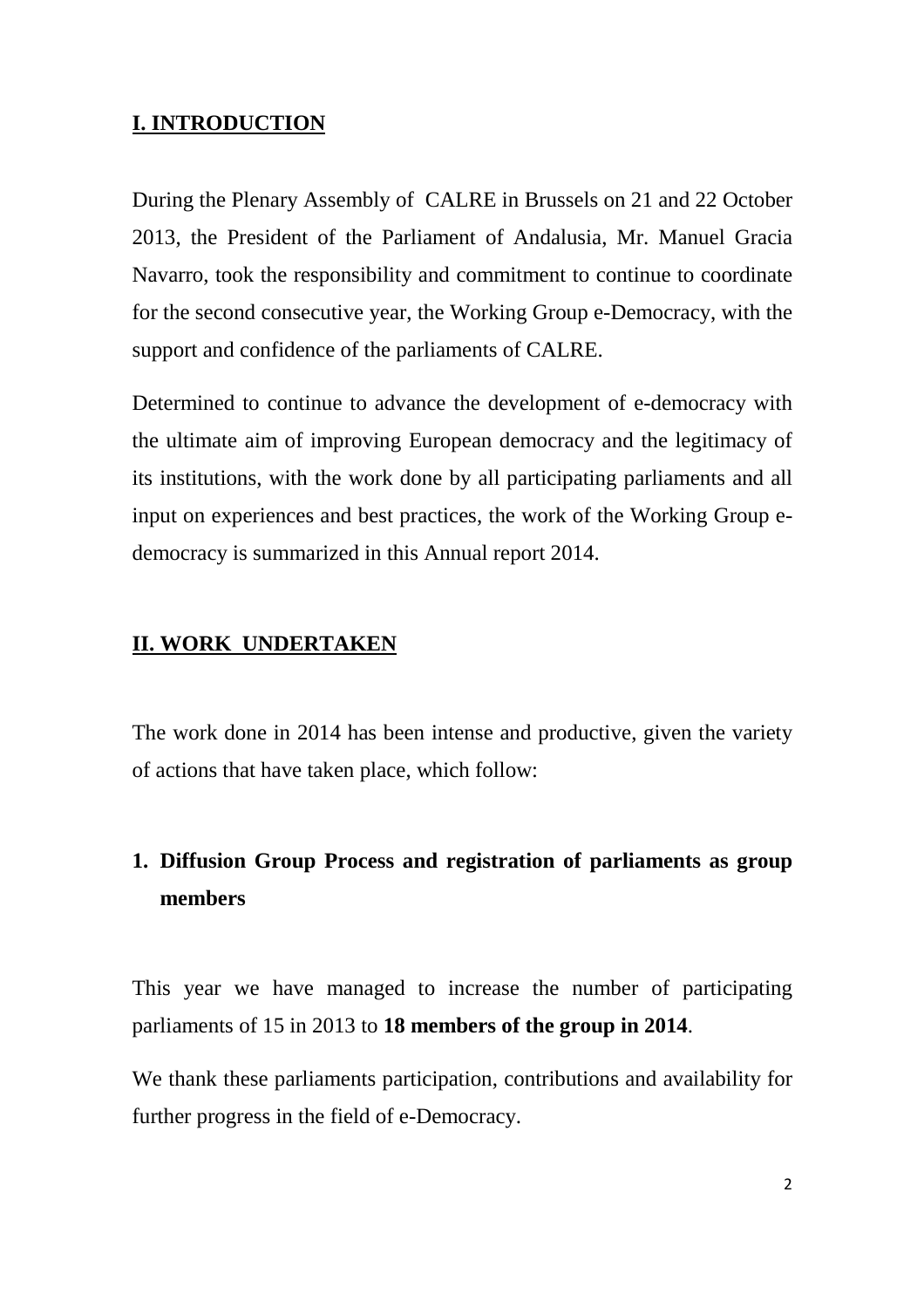## I. INTRODUCTION

During the Plenary Assembly of CALRE in Brussels on 21 and 22 October 2013, the President of the Parliament of Andalusia, Mr. Manuel Gracia Navarro, took the responsibility and commitment to continue to coordinate for the second consecutive year, the Working Group e-Democracy, with the support and confidence of the parliaments of CALRE.

Determined to continue to advance the development of e-democracy with the ultimate aim of improving European democracy and the legitimacy of its institutions, with the work done by all participating parliaments and all input on experiences and best practices, the work of the Working Group e-democracy is summarized in this Annual report 2014.

## II. WORK UNDERTAKEN

The work done in 2014 has been intense and productive, given the variety of actions that have taken place, which follow:

### 1. Diffusion Group Process and registration of parliaments as group members

This year we have managed to increase the number of participating parliaments of 15 in 2013 to **18 members of the group in 2014**.

We thank these parliaments participation, contributions and availability for further progress in the field of e-Democracy.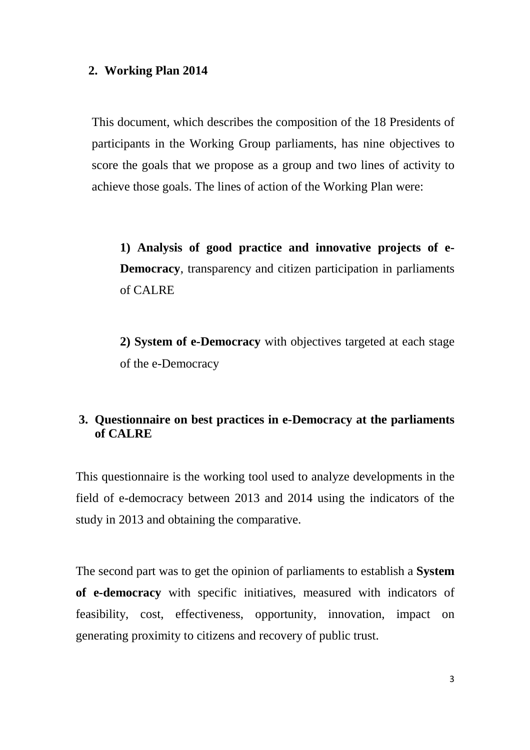## 2. Working Plan 2014

This document, which describes the composition of the 18 Presidents of participants in the Working Group parliaments, has nine objectives to score the goals that we propose as a group and two lines of activity to achieve those goals. The lines of action of the Working Plan were:

**1) Analysis of good practice and innovative projects of e-Democracy**, transparency and citizen participation in parliaments of CALRE

**2) System of e-Democracy** with objectives targeted at each stage of the e-Democracy

## 3. Questionnaire on best practices in e-Democracy at the parliaments of CALRE

This questionnaire is the working tool used to analyze developments in the field of e-democracy between 2013 and 2014 using the indicators of the study in 2013 and obtaining the comparative.

The second part was to get the opinion of parliaments to establish a **System of e-democracy** with specific initiatives, measured with indicators of feasibility, cost, effectiveness, opportunity, innovation, impact on generating proximity to citizens and recovery of public trust.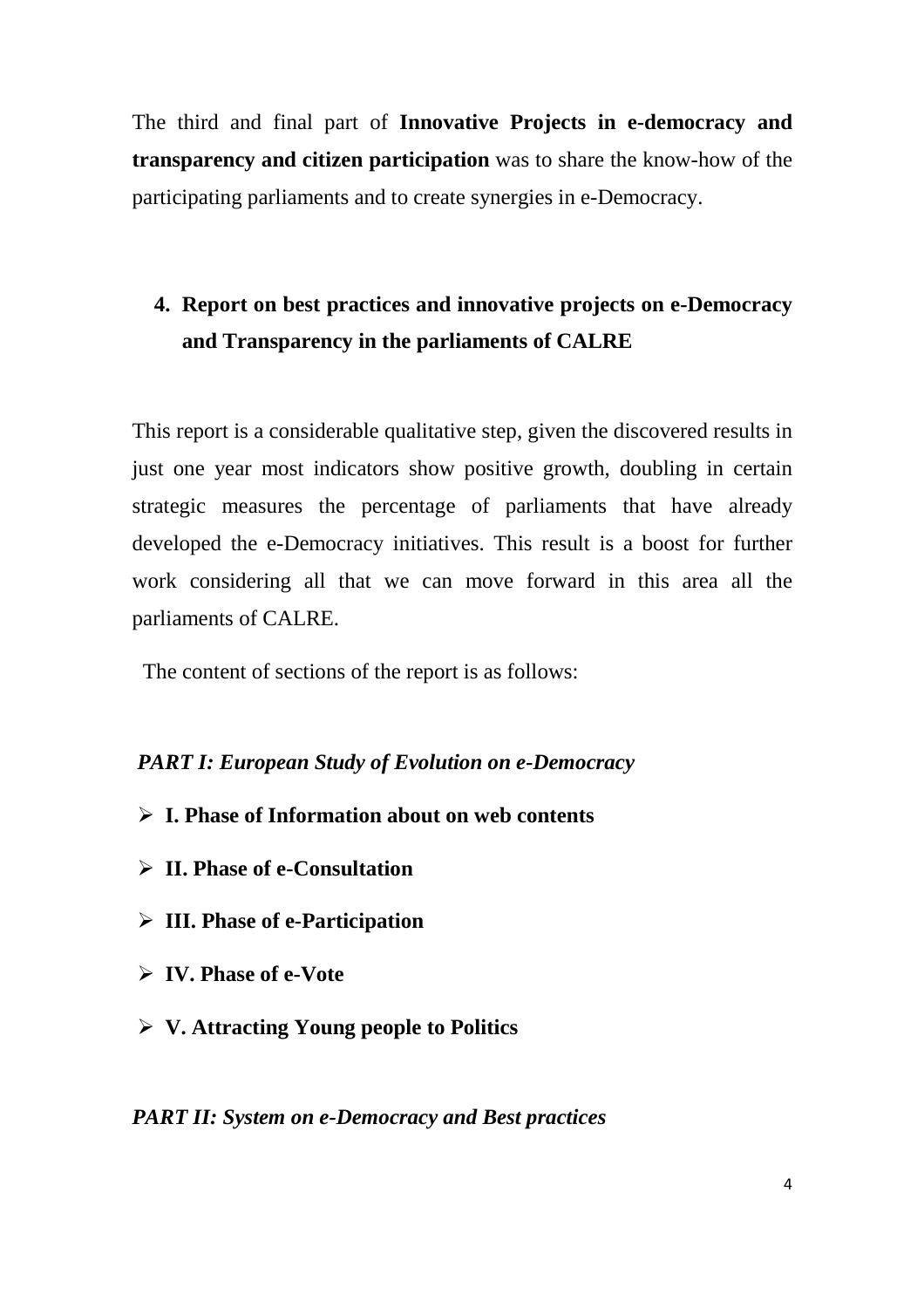The third and final part of **Innovative Projects in e-democracy and transparency and citizen participation** was to share the know-how of the participating parliaments and to create synergies in e-Democracy.

## 4. Report on best practices and innovative projects on e-Democracy and Transparency in the parliaments of CALRE

This report is a considerable qualitative step, given the discovered results in just one year most indicators show positive growth, doubling in certain strategic measures the percentage of parliaments that have already developed the e-Democracy initiatives. This result is a boost for further work considering all that we can move forward in this area all the parliaments of CALRE.

The content of sections of the report is as follows:

***PART I: European Study of Evolution on e-Democracy***

- **I. Phase of Information about on web contents**
- **II. Phase of e-Consultation**
- **III. Phase of e-Participation**
- **IV. Phase of e-Vote**
- **V. Attracting Young people to Politics**

***PART II: System on e-Democracy and Best practices***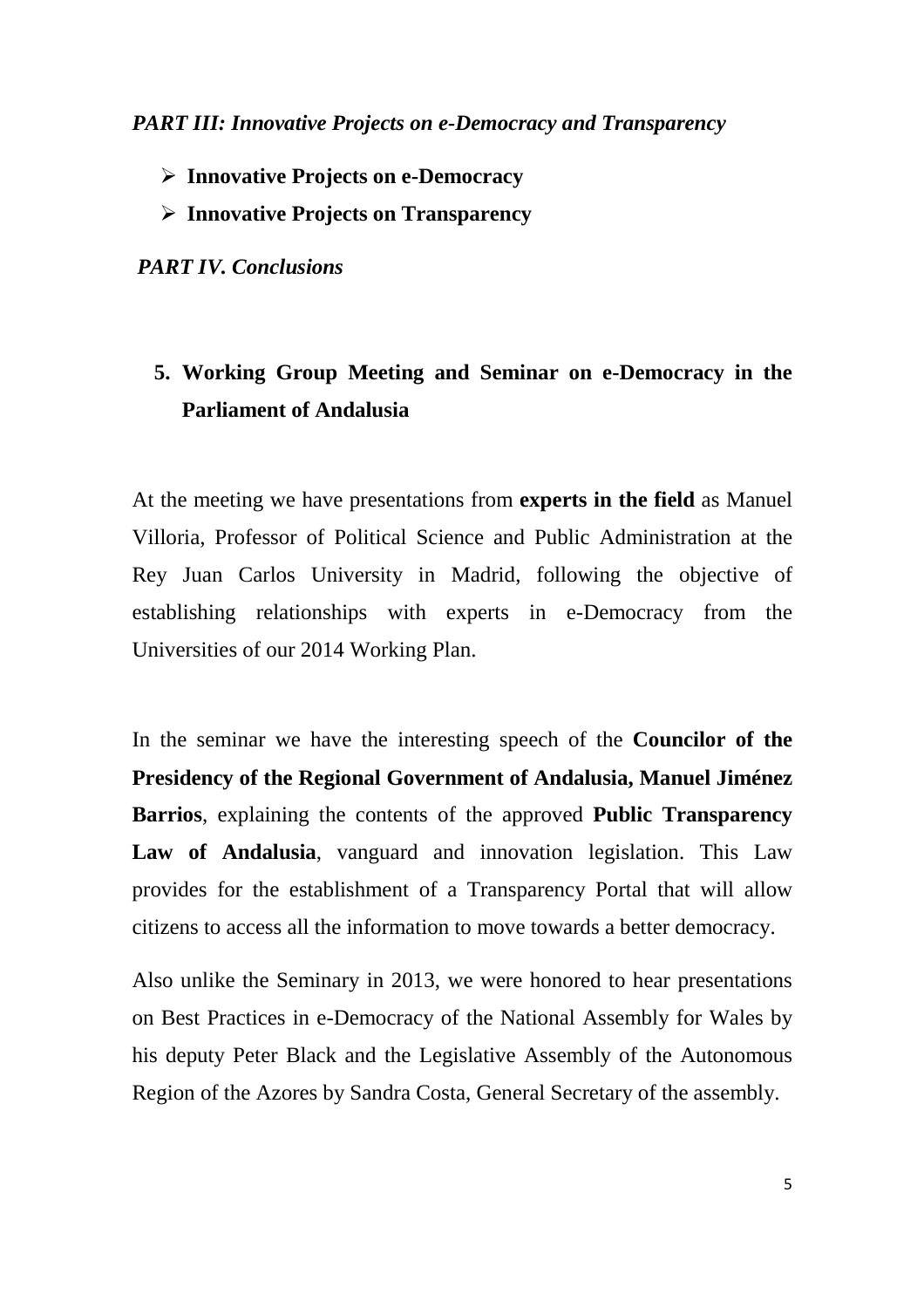*PART III: Innovative Projects on e-Democracy and Transparency*

- **Innovative Projects on e-Democracy**
- **Innovative Projects on Transparency**

*PART IV. Conclusions*

## 5. Working Group Meeting and Seminar on e-Democracy in the Parliament of Andalusia

At the meeting we have presentations from **experts in the field** as Manuel Villoria, Professor of Political Science and Public Administration at the Rey Juan Carlos University in Madrid, following the objective of establishing relationships with experts in e-Democracy from the Universities of our 2014 Working Plan.

In the seminar we have the interesting speech of the **Councilor of the Presidency of the Regional Government of Andalusia, Manuel Jiménez Barrios**, explaining the contents of the approved **Public Transparency Law of Andalusia**, vanguard and innovation legislation. This Law provides for the establishment of a Transparency Portal that will allow citizens to access all the information to move towards a better democracy.

Also unlike the Seminary in 2013, we were honored to hear presentations on Best Practices in e-Democracy of the National Assembly for Wales by his deputy Peter Black and the Legislative Assembly of the Autonomous Region of the Azores by Sandra Costa, General Secretary of the assembly.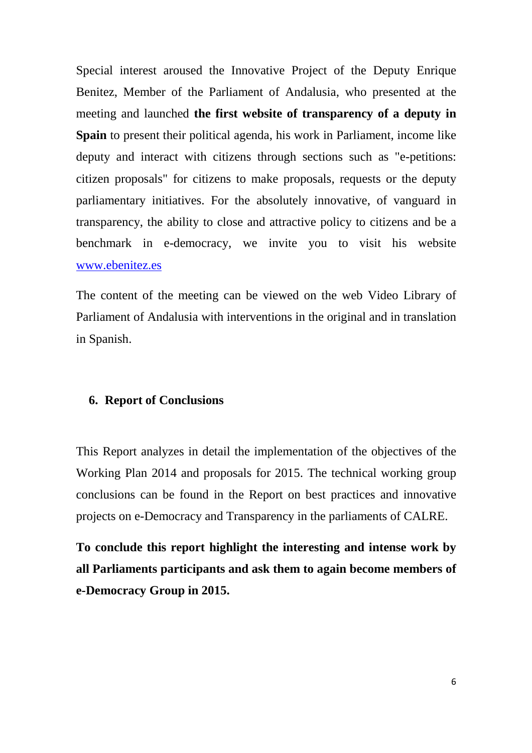Special interest aroused the Innovative Project of the Deputy Enrique Benitez, Member of the Parliament of Andalusia, who presented at the meeting and launched **the first website of transparency of a deputy in Spain** to present their political agenda, his work in Parliament, income like deputy and interact with citizens through sections such as "e-petitions: citizen proposals" for citizens to make proposals, requests or the deputy parliamentary initiatives. For the absolutely innovative, of vanguard in transparency, the ability to close and attractive policy to citizens and be a benchmark in e-democracy, we invite you to visit his website [www.ebenitez.es](http://www.ebenitez.es)

The content of the meeting can be viewed on the web Video Library of Parliament of Andalusia with interventions in the original and in translation in Spanish.

## 6. Report of Conclusions

This Report analyzes in detail the implementation of the objectives of the Working Plan 2014 and proposals for 2015. The technical working group conclusions can be found in the Report on best practices and innovative projects on e-Democracy and Transparency in the parliaments of CALRE.

**To conclude this report highlight the interesting and intense work by all Parliaments participants and ask them to again become members of e-Democracy Group in 2015.**